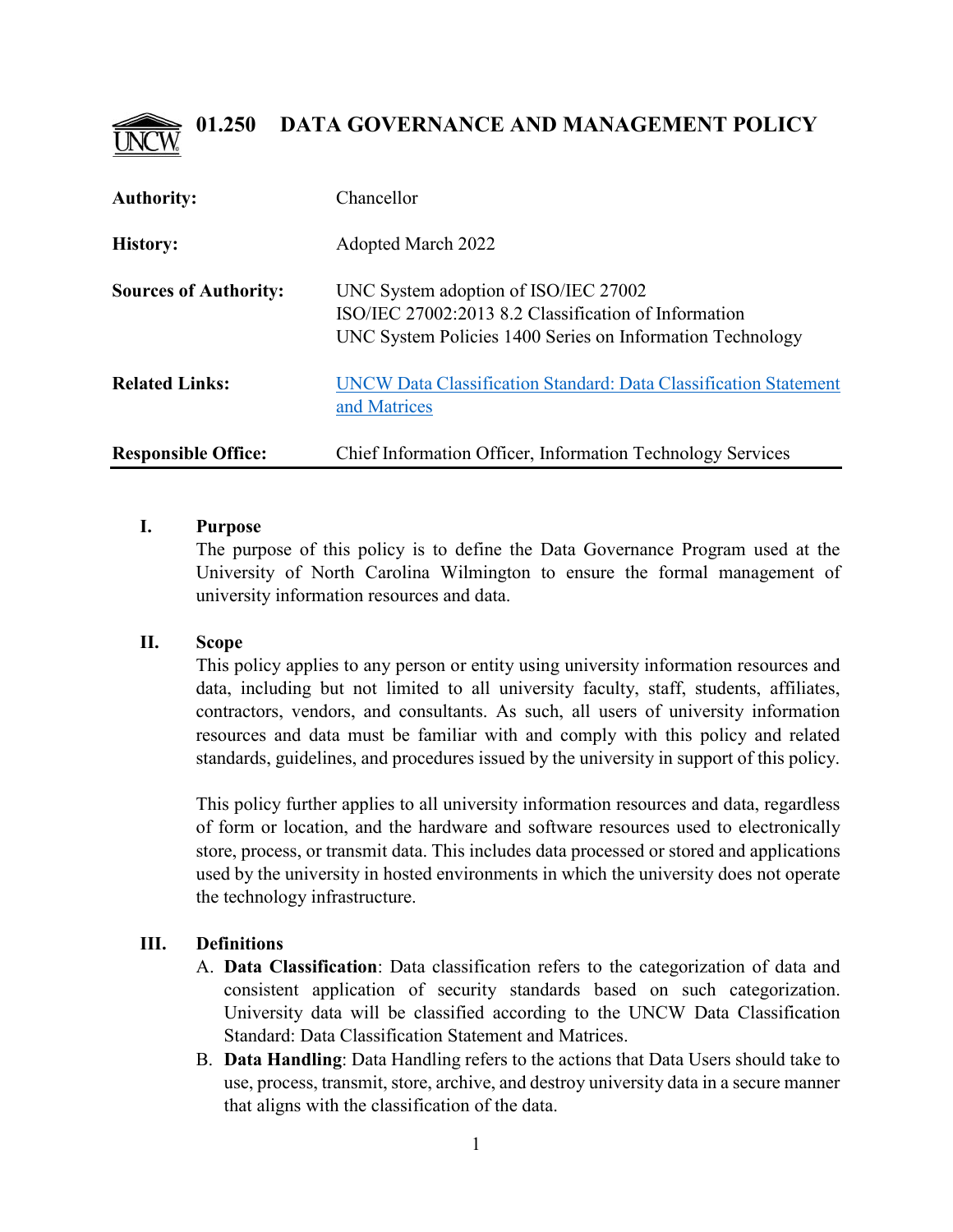# 01.250 DATA GOVERNANCE AND MANAGEMENT POLICY

| | |
|---|---|
| **Authority:** | Chancellor |
| **History:** | Adopted March 2022 |
| **Sources of Authority:** | UNC System adoption of ISO/IEC 27002<br>ISO/IEC 27002:2013 8.2 Classification of Information<br>UNC System Policies 1400 Series on Information Technology |
| **Related Links:** | UNCW Data Classification Standard: Data Classification Statement and Matrices |
| **Responsible Office:** | Chief Information Officer, Information Technology Services |

## I. Purpose

The purpose of this policy is to define the Data Governance Program used at the University of North Carolina Wilmington to ensure the formal management of university information resources and data.

## II. Scope

This policy applies to any person or entity using university information resources and data, including but not limited to all university faculty, staff, students, affiliates, contractors, vendors, and consultants. As such, all users of university information resources and data must be familiar with and comply with this policy and related standards, guidelines, and procedures issued by the university in support of this policy.

This policy further applies to all university information resources and data, regardless of form or location, and the hardware and software resources used to electronically store, process, or transmit data. This includes data processed or stored and applications used by the university in hosted environments in which the university does not operate the technology infrastructure.

## III. Definitions

A. **Data Classification**: Data classification refers to the categorization of data and consistent application of security standards based on such categorization. University data will be classified according to the UNCW Data Classification Standard: Data Classification Statement and Matrices.

B. **Data Handling**: Data Handling refers to the actions that Data Users should take to use, process, transmit, store, archive, and destroy university data in a secure manner that aligns with the classification of the data.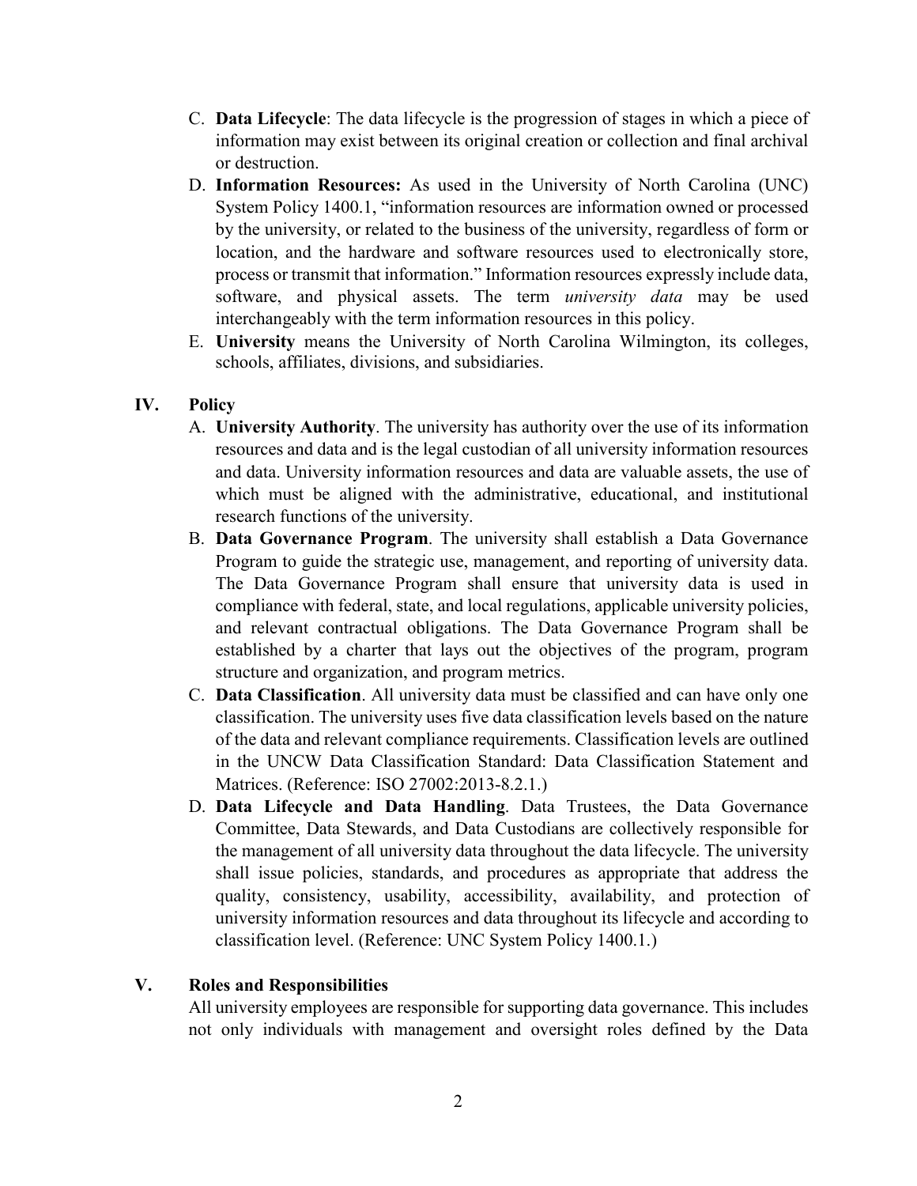C. **Data Lifecycle**: The data lifecycle is the progression of stages in which a piece of information may exist between its original creation or collection and final archival or destruction.

D. **Information Resources:** As used in the University of North Carolina (UNC) System Policy 1400.1, "information resources are information owned or processed by the university, or related to the business of the university, regardless of form or location, and the hardware and software resources used to electronically store, process or transmit that information." Information resources expressly include data, software, and physical assets. The term *university data* may be used interchangeably with the term information resources in this policy.

E. **University** means the University of North Carolina Wilmington, its colleges, schools, affiliates, divisions, and subsidiaries.

## IV. Policy

A. **University Authority**. The university has authority over the use of its information resources and data and is the legal custodian of all university information resources and data. University information resources and data are valuable assets, the use of which must be aligned with the administrative, educational, and institutional research functions of the university.

B. **Data Governance Program**. The university shall establish a Data Governance Program to guide the strategic use, management, and reporting of university data. The Data Governance Program shall ensure that university data is used in compliance with federal, state, and local regulations, applicable university policies, and relevant contractual obligations. The Data Governance Program shall be established by a charter that lays out the objectives of the program, program structure and organization, and program metrics.

C. **Data Classification**. All university data must be classified and can have only one classification. The university uses five data classification levels based on the nature of the data and relevant compliance requirements. Classification levels are outlined in the UNCW Data Classification Standard: Data Classification Statement and Matrices. (Reference: ISO 27002:2013-8.2.1.)

D. **Data Lifecycle and Data Handling**. Data Trustees, the Data Governance Committee, Data Stewards, and Data Custodians are collectively responsible for the management of all university data throughout the data lifecycle. The university shall issue policies, standards, and procedures as appropriate that address the quality, consistency, usability, accessibility, availability, and protection of university information resources and data throughout its lifecycle and according to classification level. (Reference: UNC System Policy 1400.1.)

## V. Roles and Responsibilities

All university employees are responsible for supporting data governance. This includes not only individuals with management and oversight roles defined by the Data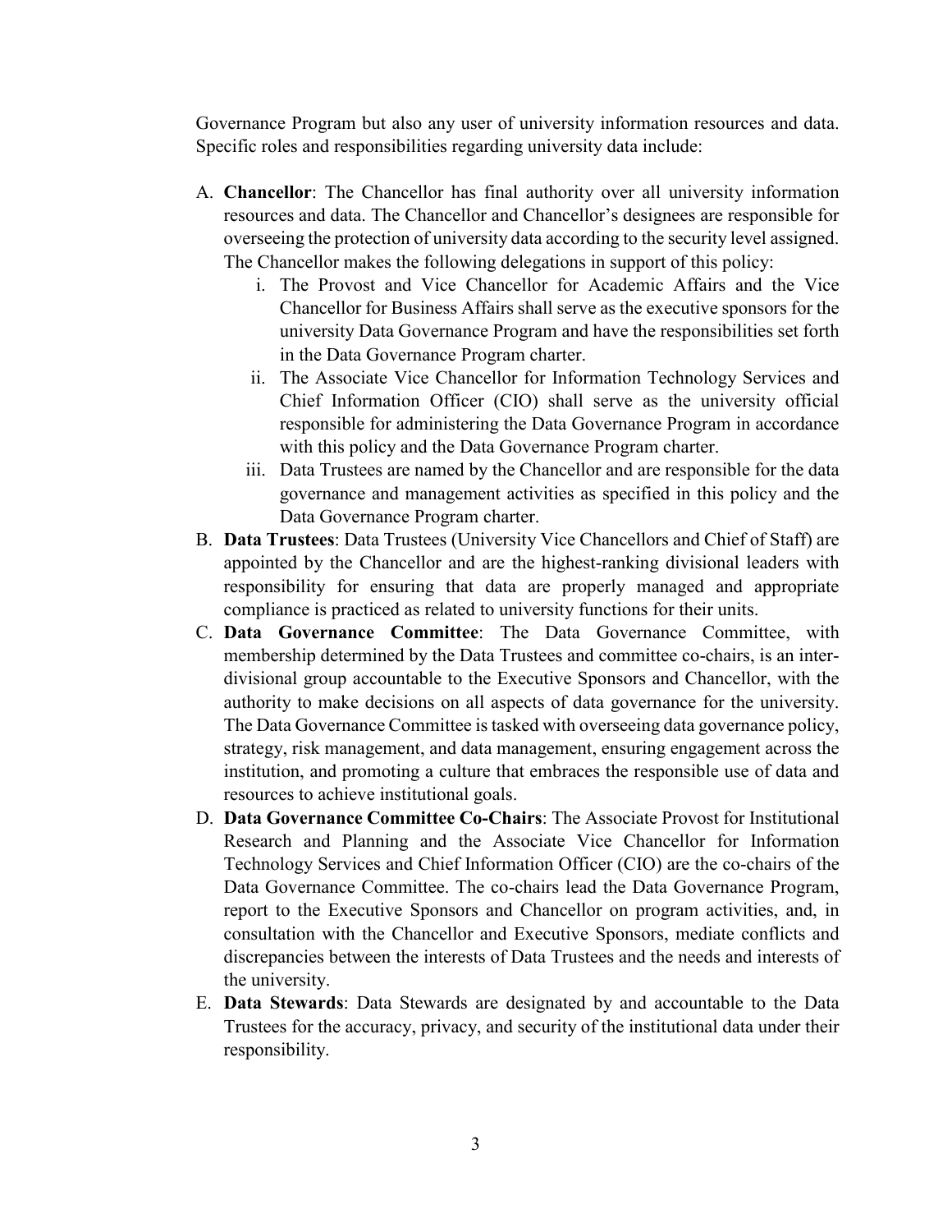Governance Program but also any user of university information resources and data. Specific roles and responsibilities regarding university data include:

A. **Chancellor**: The Chancellor has final authority over all university information resources and data. The Chancellor and Chancellor's designees are responsible for overseeing the protection of university data according to the security level assigned. The Chancellor makes the following delegations in support of this policy:
    i. The Provost and Vice Chancellor for Academic Affairs and the Vice Chancellor for Business Affairs shall serve as the executive sponsors for the university Data Governance Program and have the responsibilities set forth in the Data Governance Program charter.
    ii. The Associate Vice Chancellor for Information Technology Services and Chief Information Officer (CIO) shall serve as the university official responsible for administering the Data Governance Program in accordance with this policy and the Data Governance Program charter.
    iii. Data Trustees are named by the Chancellor and are responsible for the data governance and management activities as specified in this policy and the Data Governance Program charter.
B. **Data Trustees**: Data Trustees (University Vice Chancellors and Chief of Staff) are appointed by the Chancellor and are the highest-ranking divisional leaders with responsibility for ensuring that data are properly managed and appropriate compliance is practiced as related to university functions for their units.
C. **Data Governance Committee**: The Data Governance Committee, with membership determined by the Data Trustees and committee co-chairs, is an inter-divisional group accountable to the Executive Sponsors and Chancellor, with the authority to make decisions on all aspects of data governance for the university. The Data Governance Committee is tasked with overseeing data governance policy, strategy, risk management, and data management, ensuring engagement across the institution, and promoting a culture that embraces the responsible use of data and resources to achieve institutional goals.
D. **Data Governance Committee Co-Chairs**: The Associate Provost for Institutional Research and Planning and the Associate Vice Chancellor for Information Technology Services and Chief Information Officer (CIO) are the co-chairs of the Data Governance Committee. The co-chairs lead the Data Governance Program, report to the Executive Sponsors and Chancellor on program activities, and, in consultation with the Chancellor and Executive Sponsors, mediate conflicts and discrepancies between the interests of Data Trustees and the needs and interests of the university.
E. **Data Stewards**: Data Stewards are designated by and accountable to the Data Trustees for the accuracy, privacy, and security of the institutional data under their responsibility.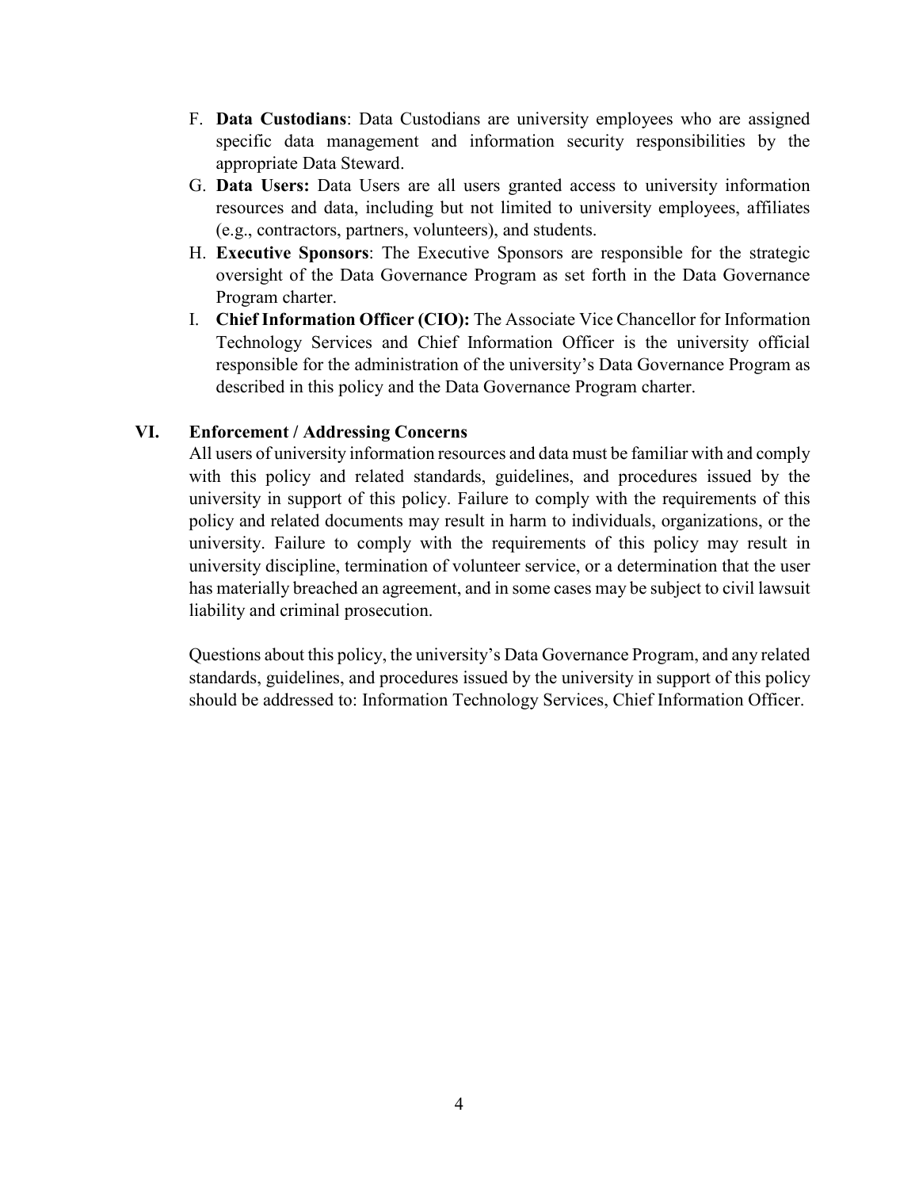F. **Data Custodians**: Data Custodians are university employees who are assigned specific data management and information security responsibilities by the appropriate Data Steward.

G. **Data Users:** Data Users are all users granted access to university information resources and data, including but not limited to university employees, affiliates (e.g., contractors, partners, volunteers), and students.

H. **Executive Sponsors**: The Executive Sponsors are responsible for the strategic oversight of the Data Governance Program as set forth in the Data Governance Program charter.

I. **Chief Information Officer (CIO):** The Associate Vice Chancellor for Information Technology Services and Chief Information Officer is the university official responsible for the administration of the university's Data Governance Program as described in this policy and the Data Governance Program charter.

## VI. Enforcement / Addressing Concerns

All users of university information resources and data must be familiar with and comply with this policy and related standards, guidelines, and procedures issued by the university in support of this policy. Failure to comply with the requirements of this policy and related documents may result in harm to individuals, organizations, or the university. Failure to comply with the requirements of this policy may result in university discipline, termination of volunteer service, or a determination that the user has materially breached an agreement, and in some cases may be subject to civil lawsuit liability and criminal prosecution.

Questions about this policy, the university's Data Governance Program, and any related standards, guidelines, and procedures issued by the university in support of this policy should be addressed to: Information Technology Services, Chief Information Officer.